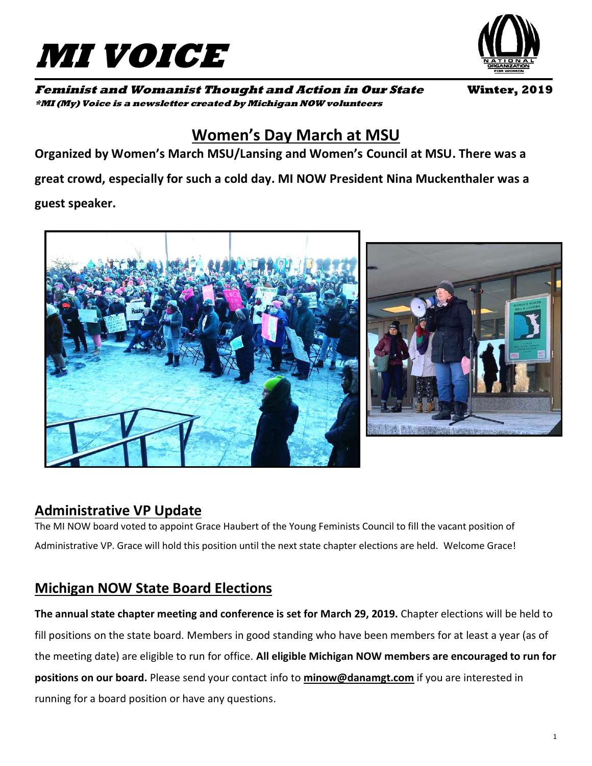# MI VOICE

***Feminist and Womanist Thought and Action in Our State*** **Winter, 2019**

****MI (My) Voice is a newsletter created by Michigan NOW volunteers***

## Women's Day March at MSU

**Organized by Women's March MSU/Lansing and Women's Council at MSU. There was a great crowd, especially for such a cold day. MI NOW President Nina Muckenthaler was a guest speaker.**

## Administrative VP Update

The MI NOW board voted to appoint Grace Haubert of the Young Feminists Council to fill the vacant position of Administrative VP. Grace will hold this position until the next state chapter elections are held. Welcome Grace!

## Michigan NOW State Board Elections

**The annual state chapter meeting and conference is set for March 29, 2019.** Chapter elections will be held to fill positions on the state board. Members in good standing who have been members for at least a year (as of the meeting date) are eligible to run for office. **All eligible Michigan NOW members are encouraged to run for positions on our board.** Please send your contact info to **minow@danamgt.com** if you are interested in running for a board position or have any questions.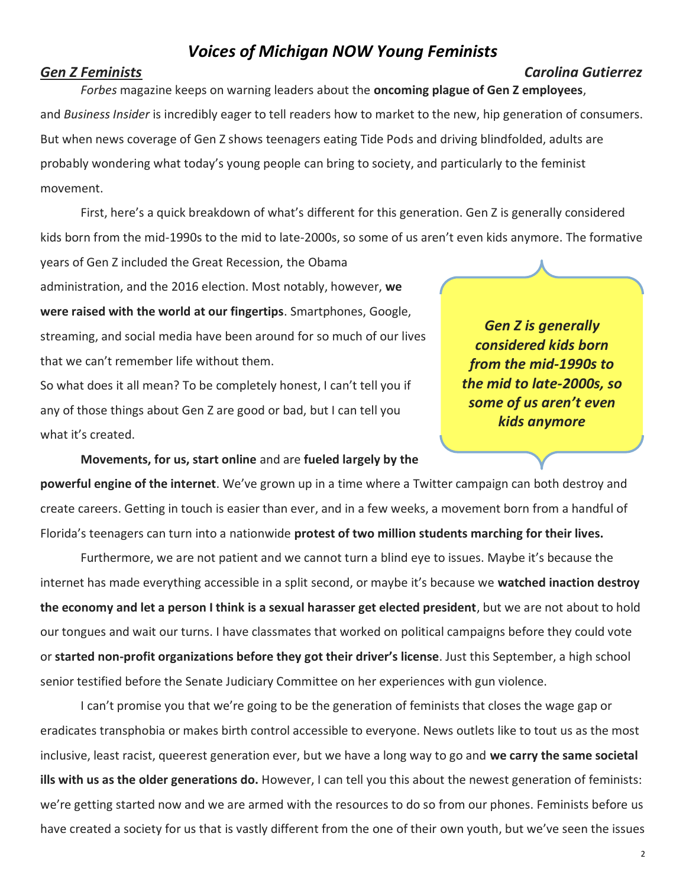# *Voices of Michigan NOW Young Feminists*

## ***Gen Z Feminists*** — *Carolina Gutierrez*

*Forbes* magazine keeps on warning leaders about the **oncoming plague of Gen Z employees**, and *Business Insider* is incredibly eager to tell readers how to market to the new, hip generation of consumers. But when news coverage of Gen Z shows teenagers eating Tide Pods and driving blindfolded, adults are probably wondering what today's young people can bring to society, and particularly to the feminist movement.

First, here's a quick breakdown of what's different for this generation. Gen Z is generally considered kids born from the mid-1990s to the mid to late-2000s, so some of us aren't even kids anymore. The formative years of Gen Z included the Great Recession, the Obama administration, and the 2016 election. Most notably, however, **we were raised with the world at our fingertips**. Smartphones, Google, streaming, and social media have been around for so much of our lives that we can't remember life without them.

So what does it all mean? To be completely honest, I can't tell you if any of those things about Gen Z are good or bad, but I can tell you what it's created.

> ***Gen Z is generally considered kids born from the mid-1990s to the mid to late-2000s, so some of us aren't even kids anymore***

**Movements, for us, start online** and are **fueled largely by the powerful engine of the internet**. We've grown up in a time where a Twitter campaign can both destroy and create careers. Getting in touch is easier than ever, and in a few weeks, a movement born from a handful of Florida's teenagers can turn into a nationwide **protest of two million students marching for their lives.**

Furthermore, we are not patient and we cannot turn a blind eye to issues. Maybe it's because the internet has made everything accessible in a split second, or maybe it's because we **watched inaction destroy the economy and let a person I think is a sexual harasser get elected president**, but we are not about to hold our tongues and wait our turns. I have classmates that worked on political campaigns before they could vote or **started non-profit organizations before they got their driver's license**. Just this September, a high school senior testified before the Senate Judiciary Committee on her experiences with gun violence.

I can't promise you that we're going to be the generation of feminists that closes the wage gap or eradicates transphobia or makes birth control accessible to everyone. News outlets like to tout us as the most inclusive, least racist, queerest generation ever, but we have a long way to go and **we carry the same societal ills with us as the older generations do.** However, I can tell you this about the newest generation of feminists: we're getting started now and we are armed with the resources to do so from our phones. Feminists before us have created a society for us that is vastly different from the one of their own youth, but we've seen the issues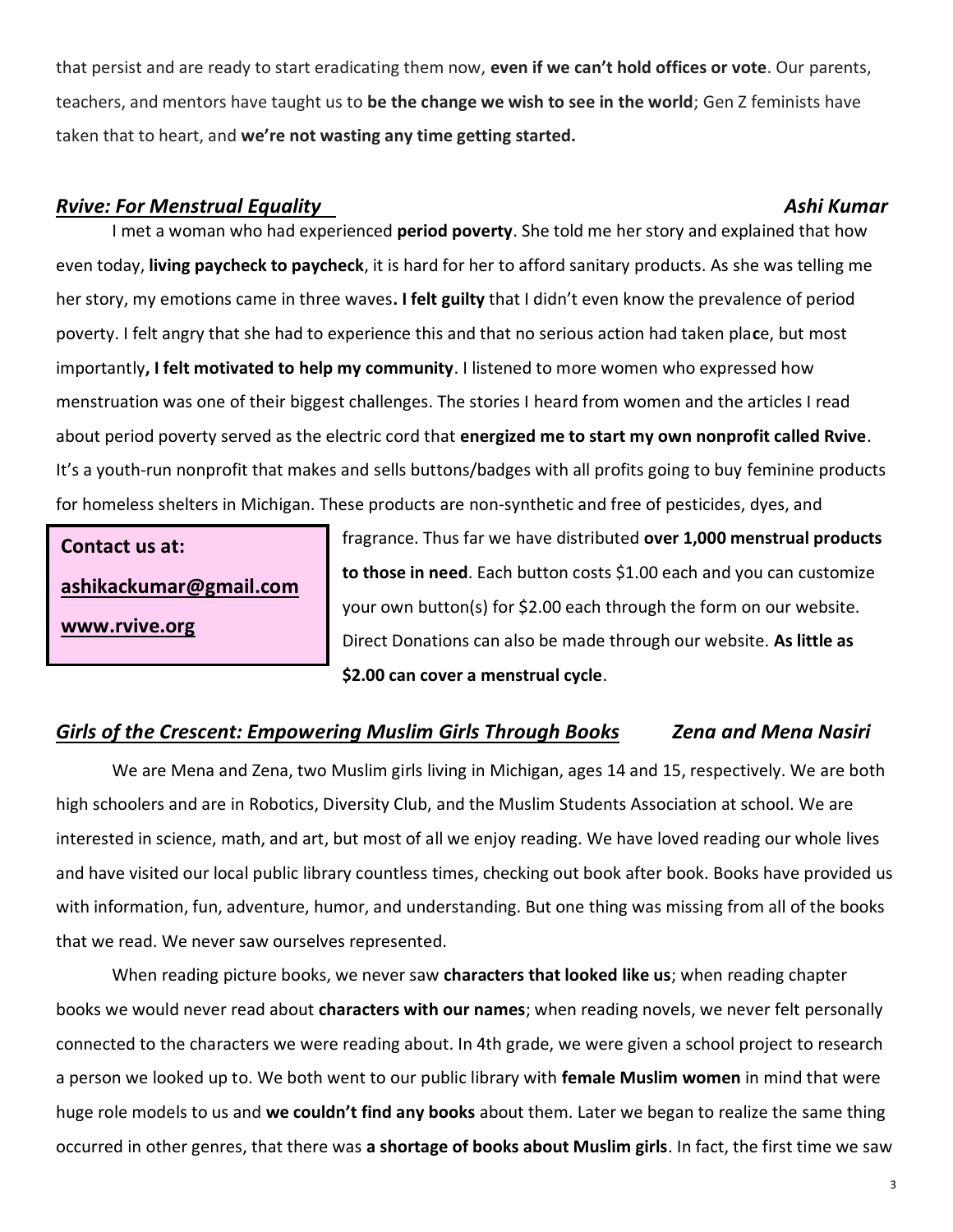that persist and are ready to start eradicating them now, **even if we can't hold offices or vote**. Our parents, teachers, and mentors have taught us to **be the change we wish to see in the world**; Gen Z feminists have taken that to heart, and **we're not wasting any time getting started.**

## ***Rvive: For Menstrual Equality*** — ***Ashi Kumar***

I met a woman who had experienced **period poverty**. She told me her story and explained that how even today, **living paycheck to paycheck**, it is hard for her to afford sanitary products. As she was telling me her story, my emotions came in three waves**. I felt guilty** that I didn't even know the prevalence of period poverty. I felt angry that she had to experience this and that no serious action had taken place, but most importantly**, I felt motivated to help my community**. I listened to more women who expressed how menstruation was one of their biggest challenges. The stories I heard from women and the articles I read about period poverty served as the electric cord that **energized me to start my own nonprofit called Rvive**. It's a youth-run nonprofit that makes and sells buttons/badges with all profits going to buy feminine products for homeless shelters in Michigan. These products are non-synthetic and free of pesticides, dyes, and fragrance. Thus far we have distributed **over 1,000 menstrual products to those in need**. Each button costs $1.00 each and you can customize your own button(s) for $2.00 each through the form on our website. Direct Donations can also be made through our website. **As little as $2.00 can cover a menstrual cycle**.

> **Contact us at:**
>
> **ashikackumar@gmail.com**
>
> **www.rvive.org**

## ***Girls of the Crescent: Empowering Muslim Girls Through Books*** — ***Zena and Mena Nasiri***

We are Mena and Zena, two Muslim girls living in Michigan, ages 14 and 15, respectively. We are both high schoolers and are in Robotics, Diversity Club, and the Muslim Students Association at school. We are interested in science, math, and art, but most of all we enjoy reading. We have loved reading our whole lives and have visited our local public library countless times, checking out book after book. Books have provided us with information, fun, adventure, humor, and understanding. But one thing was missing from all of the books that we read. We never saw ourselves represented.

When reading picture books, we never saw **characters that looked like us**; when reading chapter books we would never read about **characters with our names**; when reading novels, we never felt personally connected to the characters we were reading about. In 4th grade, we were given a school project to research a person we looked up to. We both went to our public library with **female Muslim women** in mind that were huge role models to us and **we couldn't find any books** about them. Later we began to realize the same thing occurred in other genres, that there was **a shortage of books about Muslim girls**. In fact, the first time we saw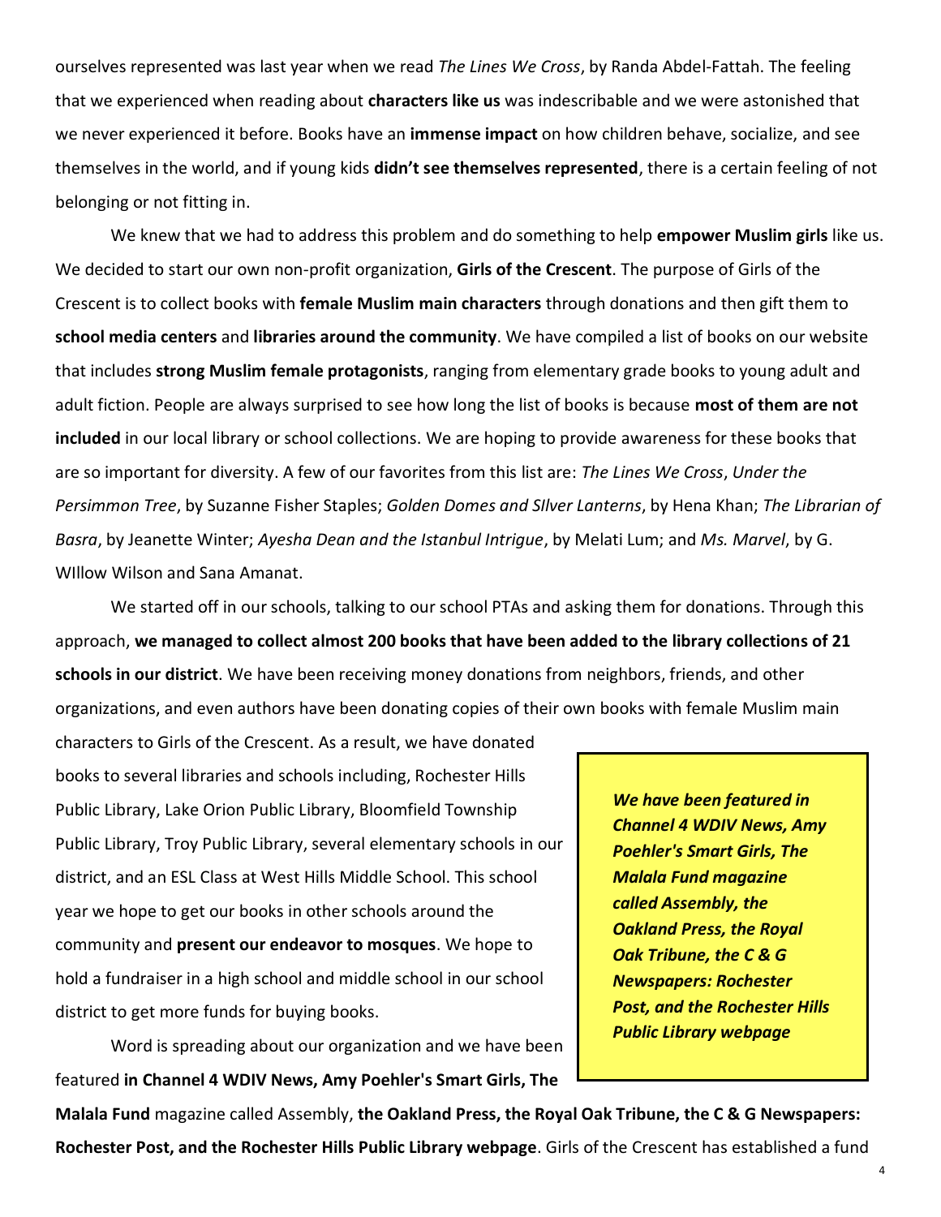ourselves represented was last year when we read *The Lines We Cross*, by Randa Abdel-Fattah. The feeling that we experienced when reading about **characters like us** was indescribable and we were astonished that we never experienced it before. Books have an **immense impact** on how children behave, socialize, and see themselves in the world, and if young kids **didn't see themselves represented**, there is a certain feeling of not belonging or not fitting in.

We knew that we had to address this problem and do something to help **empower Muslim girls** like us. We decided to start our own non-profit organization, **Girls of the Crescent**. The purpose of Girls of the Crescent is to collect books with **female Muslim main characters** through donations and then gift them to **school media centers** and **libraries around the community**. We have compiled a list of books on our website that includes **strong Muslim female protagonists**, ranging from elementary grade books to young adult and adult fiction. People are always surprised to see how long the list of books is because **most of them are not included** in our local library or school collections. We are hoping to provide awareness for these books that are so important for diversity. A few of our favorites from this list are: *The Lines We Cross*, *Under the Persimmon Tree*, by Suzanne Fisher Staples; *Golden Domes and SIlver Lanterns*, by Hena Khan; *The Librarian of Basra*, by Jeanette Winter; *Ayesha Dean and the Istanbul Intrigue*, by Melati Lum; and *Ms. Marvel*, by G. WIllow Wilson and Sana Amanat.

We started off in our schools, talking to our school PTAs and asking them for donations. Through this approach, **we managed to collect almost 200 books that have been added to the library collections of 21 schools in our district**. We have been receiving money donations from neighbors, friends, and other organizations, and even authors have been donating copies of their own books with female Muslim main characters to Girls of the Crescent. As a result, we have donated books to several libraries and schools including, Rochester Hills Public Library, Lake Orion Public Library, Bloomfield Township Public Library, Troy Public Library, several elementary schools in our district, and an ESL Class at West Hills Middle School. This school year we hope to get our books in other schools around the community and **present our endeavor to mosques**. We hope to hold a fundraiser in a high school and middle school in our school district to get more funds for buying books.

> ***We have been featured in Channel 4 WDIV News, Amy Poehler's Smart Girls, The Malala Fund magazine called Assembly, the Oakland Press, the Royal Oak Tribune, the C & G Newspapers: Rochester Post, and the Rochester Hills Public Library webpage***

Word is spreading about our organization and we have been featured **in Channel 4 WDIV News, Amy Poehler's Smart Girls, The Malala Fund** magazine called Assembly, **the Oakland Press, the Royal Oak Tribune, the C & G Newspapers: Rochester Post, and the Rochester Hills Public Library webpage**. Girls of the Crescent has established a fund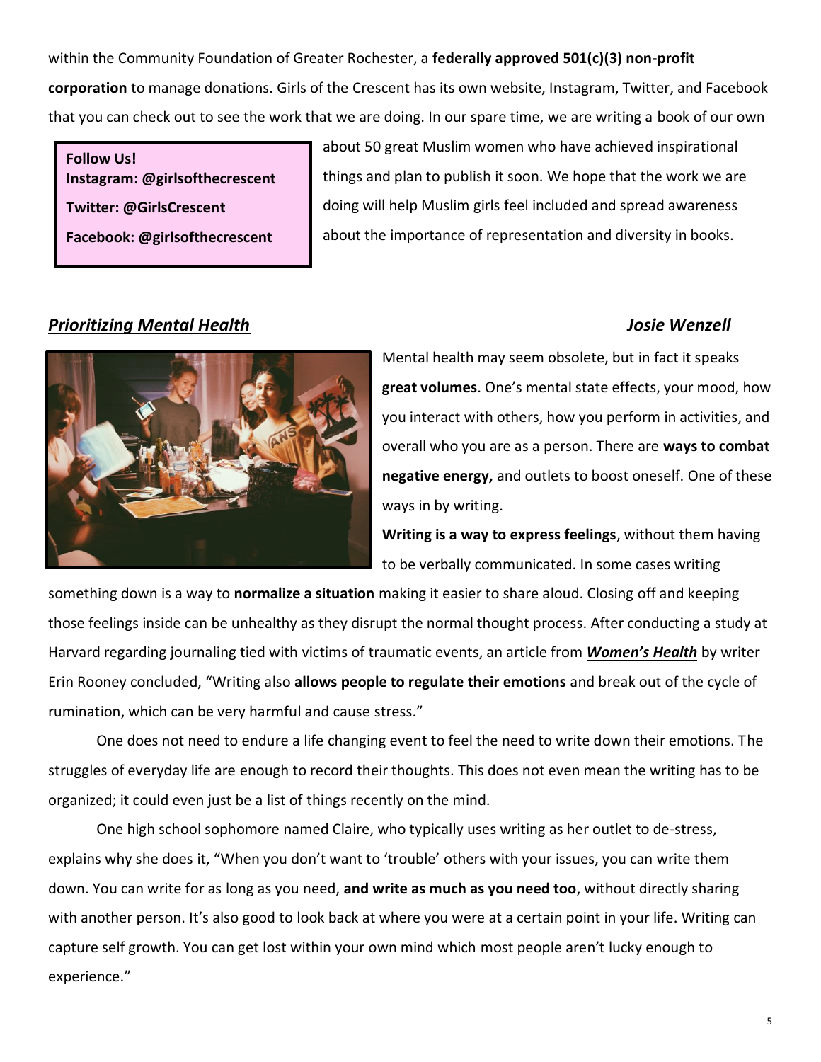within the Community Foundation of Greater Rochester, a **federally approved 501(c)(3) non-profit corporation** to manage donations. Girls of the Crescent has its own website, Instagram, Twitter, and Facebook that you can check out to see the work that we are doing. In our spare time, we are writing a book of our own about 50 great Muslim women who have achieved inspirational things and plan to publish it soon. We hope that the work we are doing will help Muslim girls feel included and spread awareness about the importance of representation and diversity in books.

**Follow Us!**
**Instagram: @girlsofthecrescent**
**Twitter: @GirlsCrescent**
**Facebook: @girlsofthecrescent**

## ***Prioritizing Mental Health***

***Josie Wenzell***

Mental health may seem obsolete, but in fact it speaks **great volumes**. One's mental state effects, your mood, how you interact with others, how you perform in activities, and overall who you are as a person. There are **ways to combat negative energy,** and outlets to boost oneself. One of these ways in by writing.

**Writing is a way to express feelings**, without them having to be verbally communicated. In some cases writing something down is a way to **normalize a situation** making it easier to share aloud. Closing off and keeping those feelings inside can be unhealthy as they disrupt the normal thought process. After conducting a study at Harvard regarding journaling tied with victims of traumatic events, an article from ***Women's Health*** by writer Erin Rooney concluded, "Writing also **allows people to regulate their emotions** and break out of the cycle of rumination, which can be very harmful and cause stress."

One does not need to endure a life changing event to feel the need to write down their emotions. The struggles of everyday life are enough to record their thoughts. This does not even mean the writing has to be organized; it could even just be a list of things recently on the mind.

One high school sophomore named Claire, who typically uses writing as her outlet to de-stress, explains why she does it, "When you don't want to 'trouble' others with your issues, you can write them down. You can write for as long as you need, **and write as much as you need too**, without directly sharing with another person. It's also good to look back at where you were at a certain point in your life. Writing can capture self growth. You can get lost within your own mind which most people aren't lucky enough to experience."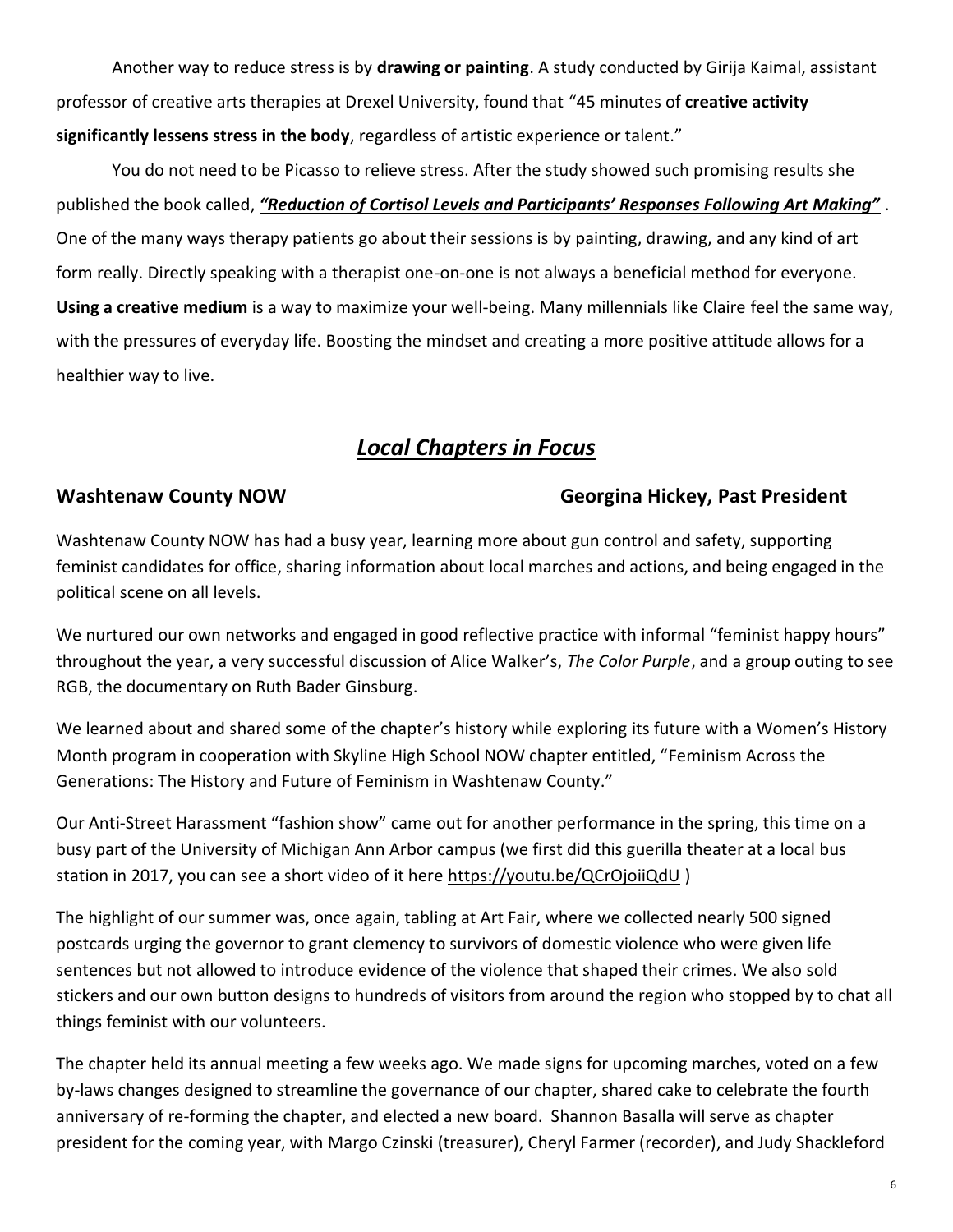Another way to reduce stress is by **drawing or painting**. A study conducted by Girija Kaimal, assistant professor of creative arts therapies at Drexel University, found that "45 minutes of **creative activity significantly lessens stress in the body**, regardless of artistic experience or talent."

You do not need to be Picasso to relieve stress. After the study showed such promising results she published the book called, ***"Reduction of Cortisol Levels and Participants' Responses Following Art Making"*** . One of the many ways therapy patients go about their sessions is by painting, drawing, and any kind of art form really. Directly speaking with a therapist one-on-one is not always a beneficial method for everyone. **Using a creative medium** is a way to maximize your well-being. Many millennials like Claire feel the same way, with the pressures of everyday life. Boosting the mindset and creating a more positive attitude allows for a healthier way to live.

## *Local Chapters in Focus*

### Washtenaw County NOW — Georgina Hickey, Past President

Washtenaw County NOW has had a busy year, learning more about gun control and safety, supporting feminist candidates for office, sharing information about local marches and actions, and being engaged in the political scene on all levels.

We nurtured our own networks and engaged in good reflective practice with informal "feminist happy hours" throughout the year, a very successful discussion of Alice Walker's, *The Color Purple*, and a group outing to see RGB, the documentary on Ruth Bader Ginsburg.

We learned about and shared some of the chapter's history while exploring its future with a Women's History Month program in cooperation with Skyline High School NOW chapter entitled, "Feminism Across the Generations: The History and Future of Feminism in Washtenaw County."

Our Anti-Street Harassment "fashion show" came out for another performance in the spring, this time on a busy part of the University of Michigan Ann Arbor campus (we first did this guerilla theater at a local bus station in 2017, you can see a short video of it here https://youtu.be/QCrOjoiiQdU )

The highlight of our summer was, once again, tabling at Art Fair, where we collected nearly 500 signed postcards urging the governor to grant clemency to survivors of domestic violence who were given life sentences but not allowed to introduce evidence of the violence that shaped their crimes. We also sold stickers and our own button designs to hundreds of visitors from around the region who stopped by to chat all things feminist with our volunteers.

The chapter held its annual meeting a few weeks ago. We made signs for upcoming marches, voted on a few by-laws changes designed to streamline the governance of our chapter, shared cake to celebrate the fourth anniversary of re-forming the chapter, and elected a new board. Shannon Basalla will serve as chapter president for the coming year, with Margo Czinski (treasurer), Cheryl Farmer (recorder), and Judy Shackleford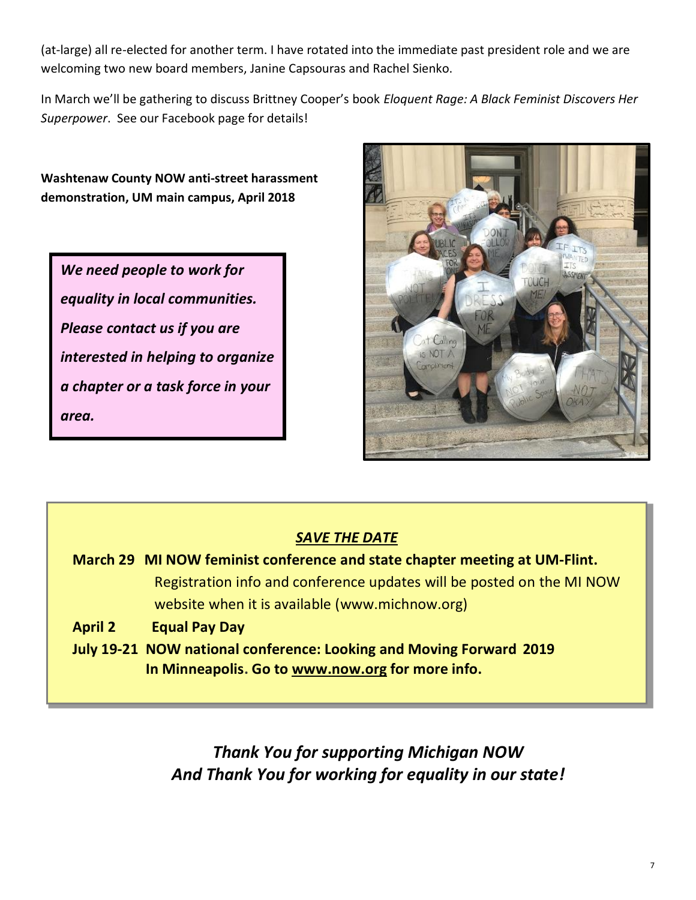(at-large) all re-elected for another term. I have rotated into the immediate past president role and we are welcoming two new board members, Janine Capsouras and Rachel Sienko.

In March we'll be gathering to discuss Brittney Cooper's book *Eloquent Rage: A Black Feminist Discovers Her Superpower*. See our Facebook page for details!

**Washtenaw County NOW anti-street harassment demonstration, UM main campus, April 2018**

***We need people to work for equality in local communities. Please contact us if you are interested in helping to organize a chapter or a task force in your area.***

## *SAVE THE DATE*

**March 29 MI NOW feminist conference and state chapter meeting at UM-Flint.**
Registration info and conference updates will be posted on the MI NOW website when it is available (www.michnow.org)

**April 2 Equal Pay Day**

**July 19-21 NOW national conference: Looking and Moving Forward 2019 In Minneapolis. Go to www.now.org for more info.**

***Thank You for supporting Michigan NOW***
***And Thank You for working for equality in our state!***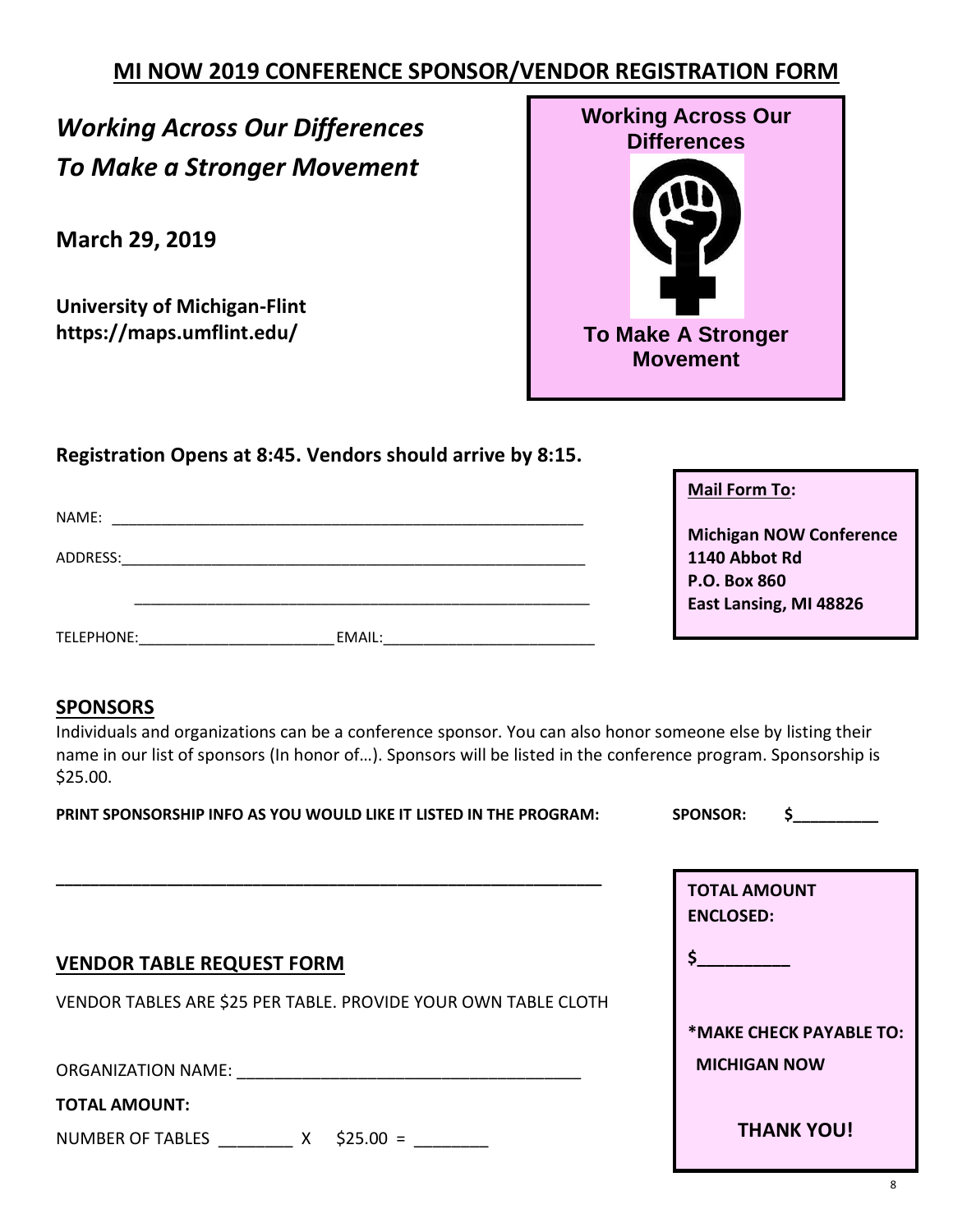## MI NOW 2019 CONFERENCE SPONSOR/VENDOR REGISTRATION FORM

***Working Across Our Differences To Make a Stronger Movement***

**March 29, 2019**

**University of Michigan-Flint**
**https://maps.umflint.edu/**

**Working Across Our Differences**

**To Make A Stronger Movement**

**Registration Opens at 8:45. Vendors should arrive by 8:15.**

**Mail Form To:**

**Michigan NOW Conference**
**1140 Abbot Rd**
**P.O. Box 860**
**East Lansing, MI 48826**

NAME: ____________________________________________________________

ADDRESS:__________________________________________________________

__________________________________________________________

TELEPHONE:________________________ EMAIL:__________________________

## SPONSORS

Individuals and organizations can be a conference sponsor. You can also honor someone else by listing their name in our list of sponsors (In honor of…). Sponsors will be listed in the conference program. Sponsorship is $25.00.

**PRINT SPONSORSHIP INFO AS YOU WOULD LIKE IT LISTED IN THE PROGRAM:** **SPONSOR: $__________**

____________________________________________________________

**TOTAL AMOUNT ENCLOSED:**

**$__________**

**\*MAKE CHECK PAYABLE TO: MICHIGAN NOW**

**THANK YOU!**

## VENDOR TABLE REQUEST FORM

VENDOR TABLES ARE $25 PER TABLE. PROVIDE YOUR OWN TABLE CLOTH

ORGANIZATION NAME: ______________________________________

**TOTAL AMOUNT:**

NUMBER OF TABLES ________ X $25.00 = ________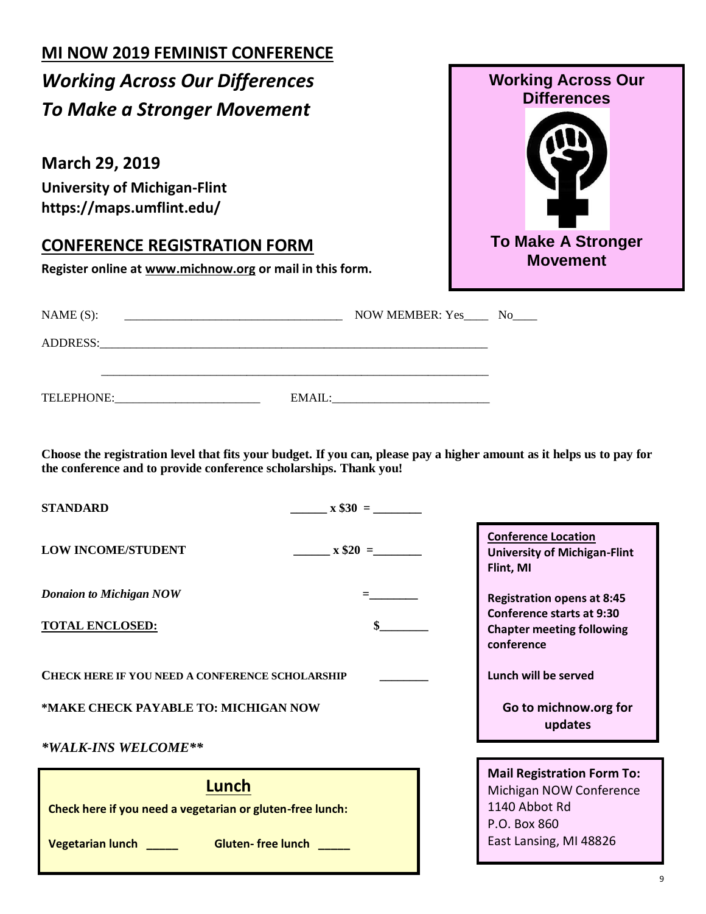# MI NOW 2019 FEMINIST CONFERENCE

## *Working Across Our Differences To Make a Stronger Movement*

**March 29, 2019**

**University of Michigan-Flint**
**https://maps.umflint.edu/**

**Working Across Our Differences**

**To Make A Stronger Movement**

## CONFERENCE REGISTRATION FORM

**Register online at www.michnow.org or mail in this form.**

NAME (S): ___________________________________ NOW MEMBER: Yes____ No____

ADDRESS:_______________________________________________________________

_______________________________________________________________

TELEPHONE:_______________________ EMAIL:_________________________

**Choose the registration level that fits your budget. If you can, please pay a higher amount as it helps us to pay for the conference and to provide conference scholarships. Thank you!**

**STANDARD** ______ **x $30 =** ________

**LOW INCOME/STUDENT** ______ **x $20 =**________

***Donaion to Michigan NOW*** =________

**TOTAL ENCLOSED:** **$**________

**CHECK HERE IF YOU NEED A CONFERENCE SCHOLARSHIP** ________

**\*MAKE CHECK PAYABLE TO: MICHIGAN NOW**

***\*WALK-INS WELCOME\*\****

**Conference Location**
**University of Michigan-Flint**
**Flint, MI**

**Registration opens at 8:45**
**Conference starts at 9:30**
**Chapter meeting following conference**

**Lunch will be served**

**Go to michnow.org for updates**

### Lunch

**Check here if you need a vegetarian or gluten-free lunch:**

**Vegetarian lunch** _____ **Gluten- free lunch** _____

**Mail Registration Form To:**
Michigan NOW Conference
1140 Abbot Rd
P.O. Box 860
East Lansing, MI 48826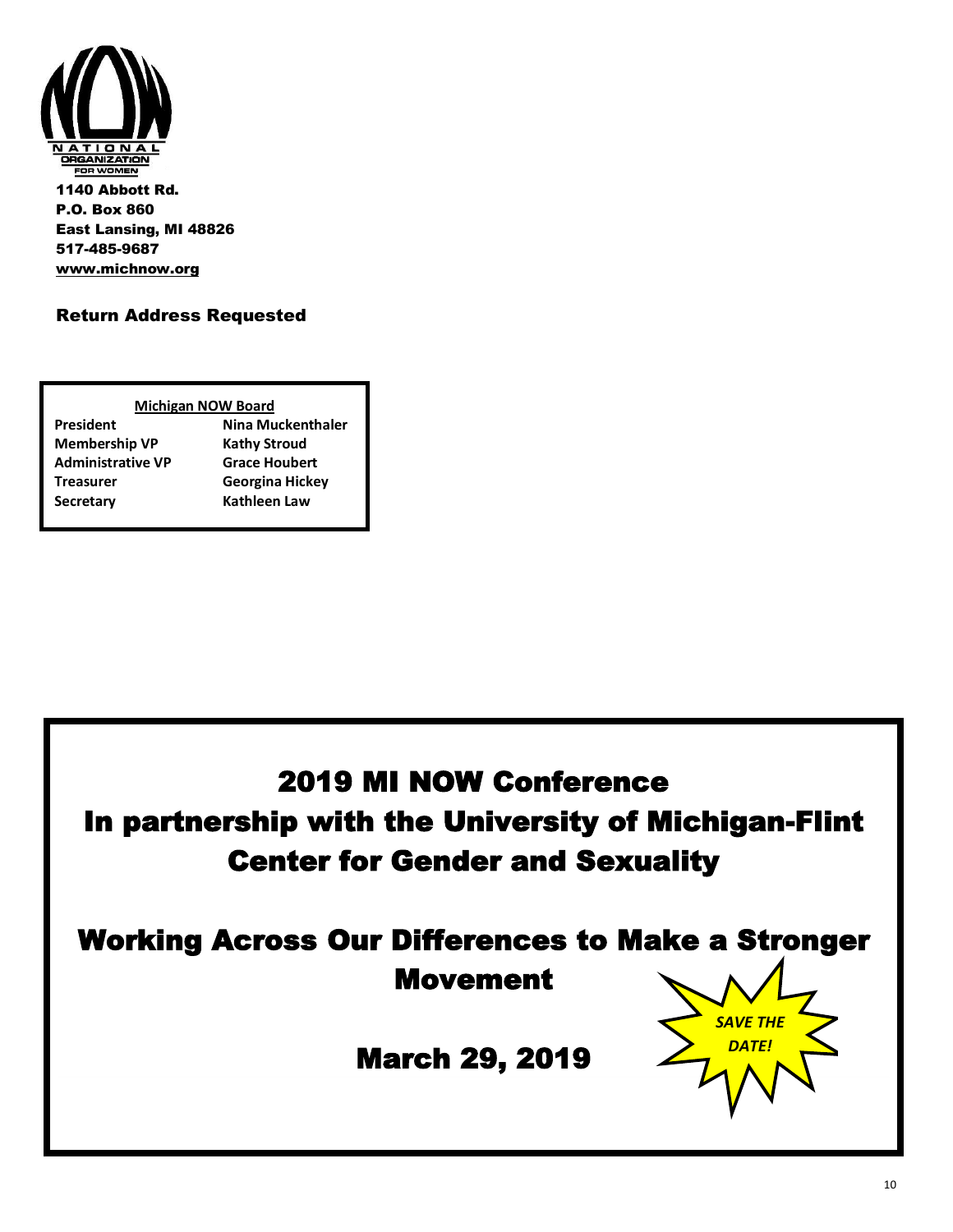NATIONAL ORGANIZATION FOR WOMEN

1140 Abbott Rd.
P.O. Box 860
East Lansing, MI 48826
517-485-9687
www.michnow.org

Return Address Requested

| Michigan NOW Board | |
| --- | --- |
| President | Nina Muckenthaler |
| Membership VP | Kathy Stroud |
| Administrative VP | Grace Houbert |
| Treasurer | Georgina Hickey |
| Secretary | Kathleen Law |

# 2019 MI NOW Conference

## In partnership with the University of Michigan-Flint Center for Gender and Sexuality

## Working Across Our Differences to Make a Stronger Movement

## March 29, 2019

***SAVE THE DATE!***